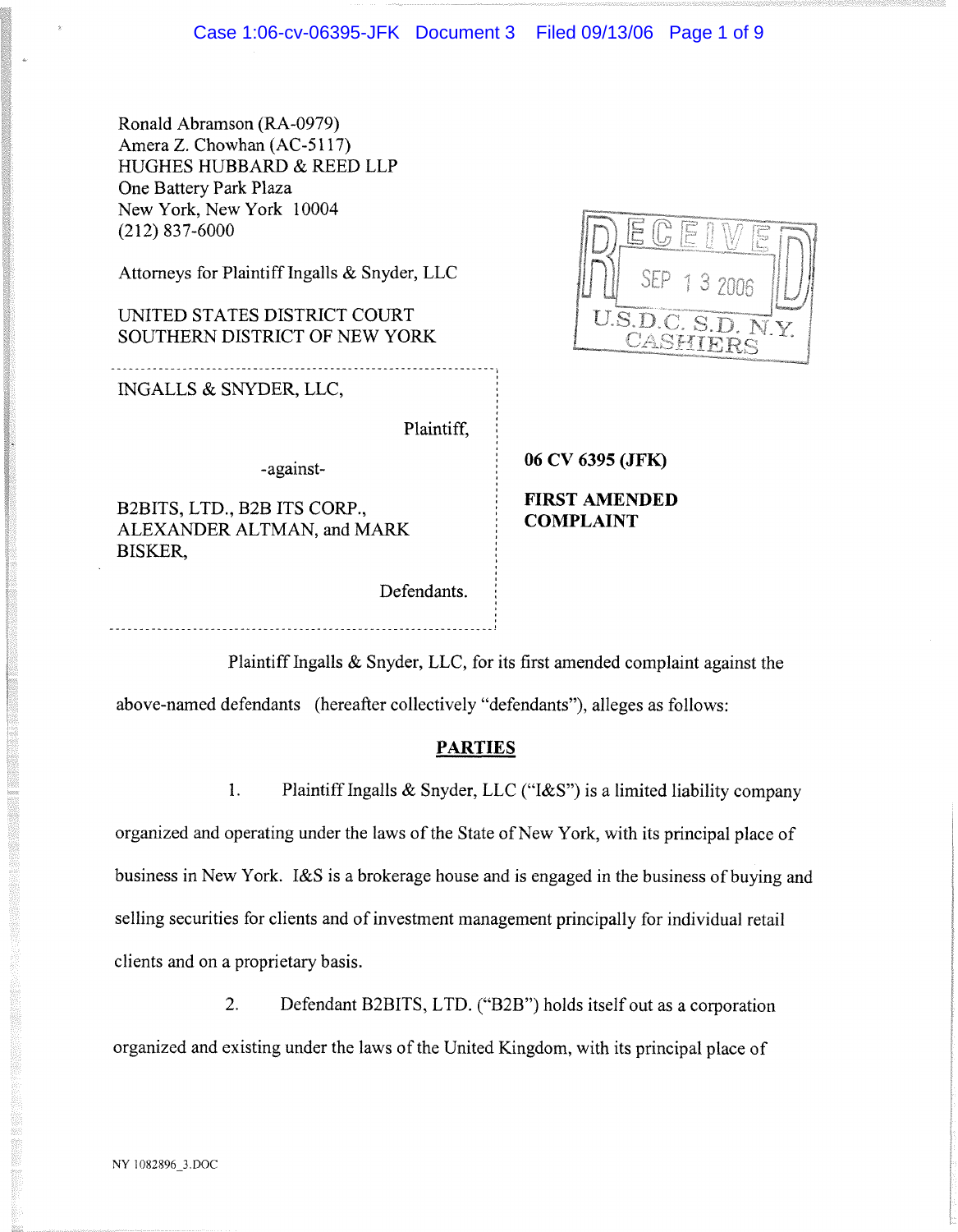Ronald Abramson (RA-0979)
Amera Z. Chowhan (AC-5117)
HUGHES HUBBARD & REED LLP
One Battery Park Plaza
New York, New York 10004
(212) 837-6000

Attorneys for Plaintiff Ingalls & Snyder, LLC

RECEIVED
SEP 13 2006
U.S.D.C. S.D. N.Y.
CASHIERS

UNITED STATES DISTRICT COURT
SOUTHERN DISTRICT OF NEW YORK

INGALLS & SNYDER, LLC,

Plaintiff,

-against-

B2BITS, LTD., B2B ITS CORP., ALEXANDER ALTMAN, and MARK BISKER,

Defendants.

**06 CV 6395 (JFK)**

**FIRST AMENDED COMPLAINT**

Plaintiff Ingalls & Snyder, LLC, for its first amended complaint against the above-named defendants (hereafter collectively "defendants"), alleges as follows:

## PARTIES

1. Plaintiff Ingalls & Snyder, LLC ("I&S") is a limited liability company organized and operating under the laws of the State of New York, with its principal place of business in New York. I&S is a brokerage house and is engaged in the business of buying and selling securities for clients and of investment management principally for individual retail clients and on a proprietary basis.

2. Defendant B2BITS, LTD. ("B2B") holds itself out as a corporation organized and existing under the laws of the United Kingdom, with its principal place of

NY 1082896_3.DOC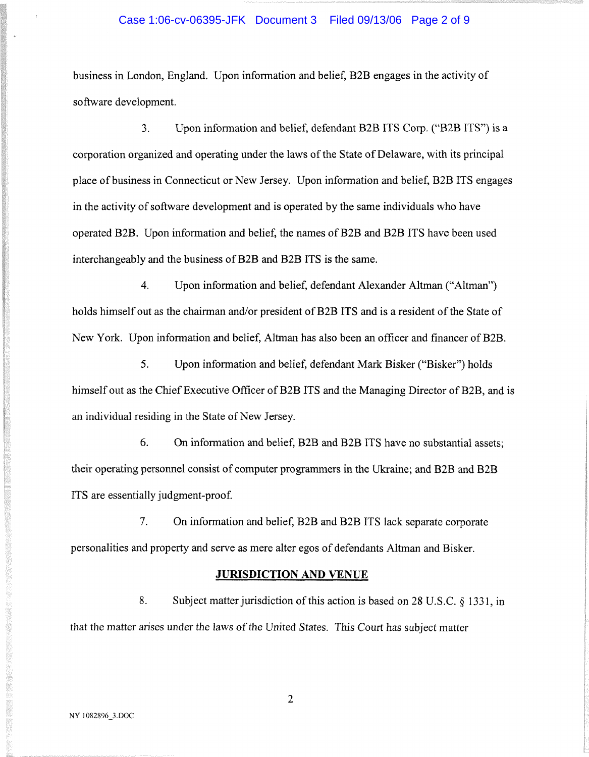business in London, England. Upon information and belief, B2B engages in the activity of software development.

3. Upon information and belief, defendant B2B ITS Corp. ("B2B ITS") is a corporation organized and operating under the laws of the State of Delaware, with its principal place of business in Connecticut or New Jersey. Upon information and belief, B2B ITS engages in the activity of software development and is operated by the same individuals who have operated B2B. Upon information and belief, the names of B2B and B2B ITS have been used interchangeably and the business of B2B and B2B ITS is the same.

4. Upon information and belief, defendant Alexander Altman ("Altman") holds himself out as the chairman and/or president of B2B ITS and is a resident of the State of New York. Upon information and belief, Altman has also been an officer and financer of B2B.

5. Upon information and belief, defendant Mark Bisker ("Bisker") holds himself out as the Chief Executive Officer of B2B ITS and the Managing Director of B2B, and is an individual residing in the State of New Jersey.

6. On information and belief, B2B and B2B ITS have no substantial assets; their operating personnel consist of computer programmers in the Ukraine; and B2B and B2B ITS are essentially judgment-proof.

7. On information and belief, B2B and B2B ITS lack separate corporate personalities and property and serve as mere alter egos of defendants Altman and Bisker.

## JURISDICTION AND VENUE

8. Subject matter jurisdiction of this action is based on 28 U.S.C. § 1331, in that the matter arises under the laws of the United States. This Court has subject matter

NY 1082896_3.DOC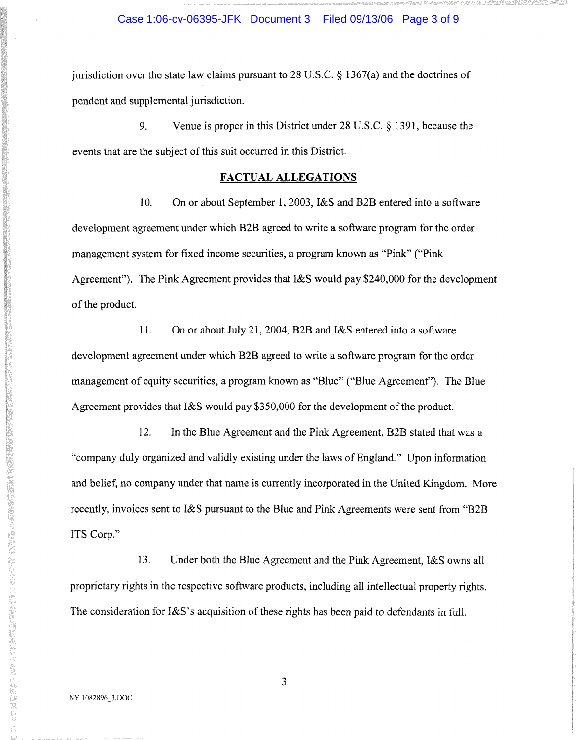jurisdiction over the state law claims pursuant to 28 U.S.C. § 1367(a) and the doctrines of pendent and supplemental jurisdiction.

9. Venue is proper in this District under 28 U.S.C. § 1391, because the events that are the subject of this suit occurred in this District.

## FACTUAL ALLEGATIONS

10. On or about September 1, 2003, I&S and B2B entered into a software development agreement under which B2B agreed to write a software program for the order management system for fixed income securities, a program known as "Pink" ("Pink Agreement"). The Pink Agreement provides that I&S would pay $240,000 for the development of the product.

11. On or about July 21, 2004, B2B and I&S entered into a software development agreement under which B2B agreed to write a software program for the order management of equity securities, a program known as "Blue" ("Blue Agreement"). The Blue Agreement provides that I&S would pay $350,000 for the development of the product.

12. In the Blue Agreement and the Pink Agreement, B2B stated that was a "company duly organized and validly existing under the laws of England." Upon information and belief, no company under that name is currently incorporated in the United Kingdom. More recently, invoices sent to I&S pursuant to the Blue and Pink Agreements were sent from "B2B ITS Corp."

13. Under both the Blue Agreement and the Pink Agreement, I&S owns all proprietary rights in the respective software products, including all intellectual property rights. The consideration for I&S's acquisition of these rights has been paid to defendants in full.

NY 1082896_3.DOC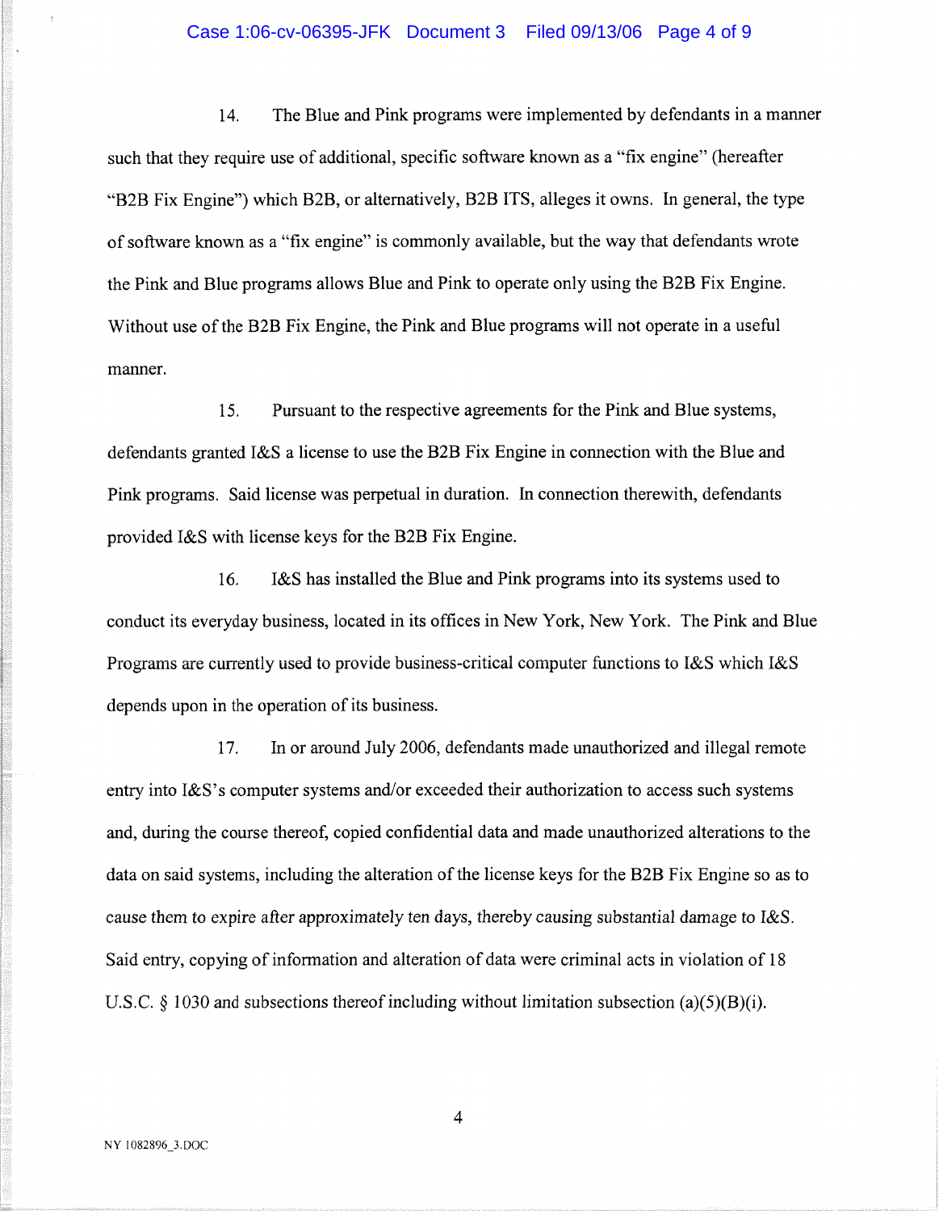14. The Blue and Pink programs were implemented by defendants in a manner such that they require use of additional, specific software known as a "fix engine" (hereafter "B2B Fix Engine") which B2B, or alternatively, B2B ITS, alleges it owns. In general, the type of software known as a "fix engine" is commonly available, but the way that defendants wrote the Pink and Blue programs allows Blue and Pink to operate only using the B2B Fix Engine. Without use of the B2B Fix Engine, the Pink and Blue programs will not operate in a useful manner.

15. Pursuant to the respective agreements for the Pink and Blue systems, defendants granted I&S a license to use the B2B Fix Engine in connection with the Blue and Pink programs. Said license was perpetual in duration. In connection therewith, defendants provided I&S with license keys for the B2B Fix Engine.

16. I&S has installed the Blue and Pink programs into its systems used to conduct its everyday business, located in its offices in New York, New York. The Pink and Blue Programs are currently used to provide business-critical computer functions to I&S which I&S depends upon in the operation of its business.

17. In or around July 2006, defendants made unauthorized and illegal remote entry into I&S's computer systems and/or exceeded their authorization to access such systems and, during the course thereof, copied confidential data and made unauthorized alterations to the data on said systems, including the alteration of the license keys for the B2B Fix Engine so as to cause them to expire after approximately ten days, thereby causing substantial damage to I&S. Said entry, copying of information and alteration of data were criminal acts in violation of 18 U.S.C. § 1030 and subsections thereof including without limitation subsection (a)(5)(B)(i).

NY 1082896_3.DOC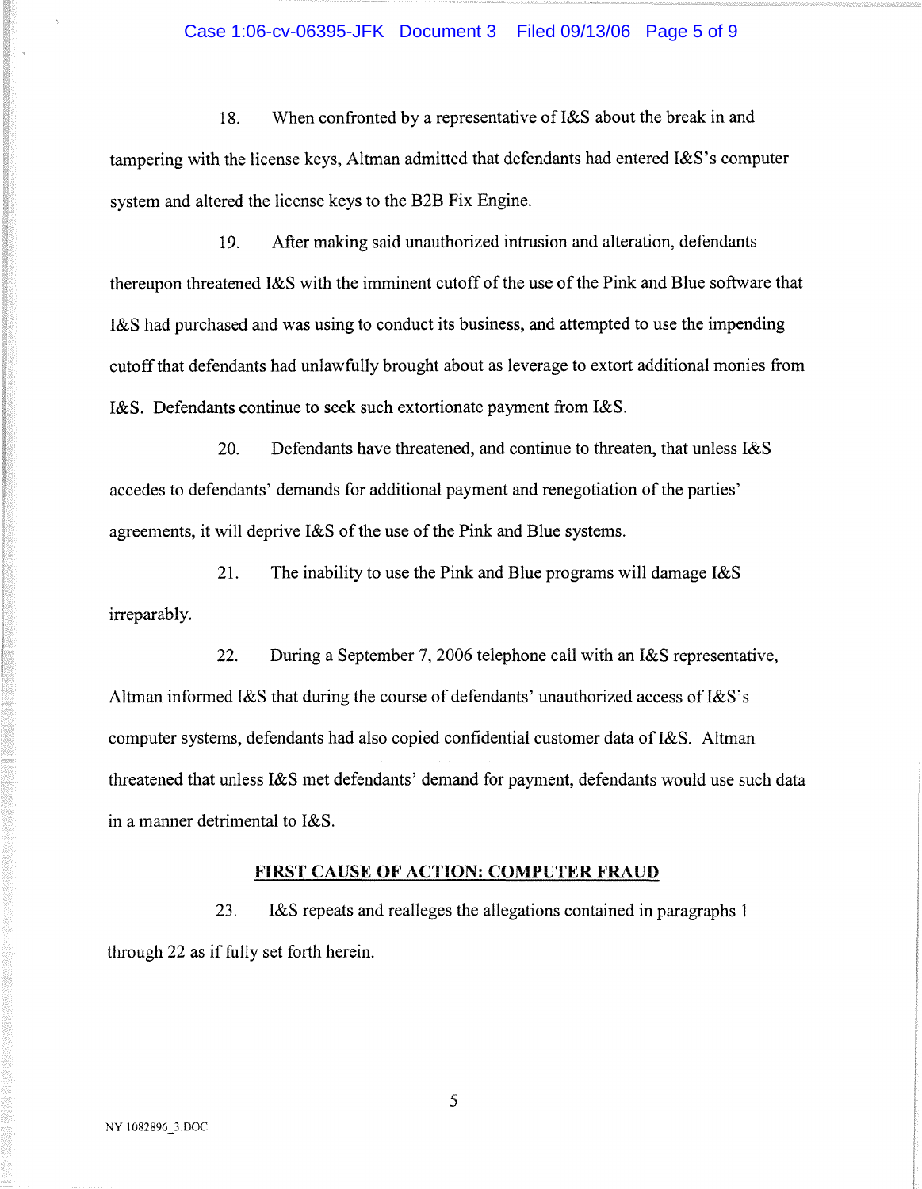18. When confronted by a representative of I&S about the break in and tampering with the license keys, Altman admitted that defendants had entered I&S's computer system and altered the license keys to the B2B Fix Engine.

19. After making said unauthorized intrusion and alteration, defendants thereupon threatened I&S with the imminent cutoff of the use of the Pink and Blue software that I&S had purchased and was using to conduct its business, and attempted to use the impending cutoff that defendants had unlawfully brought about as leverage to extort additional monies from I&S. Defendants continue to seek such extortionate payment from I&S.

20. Defendants have threatened, and continue to threaten, that unless I&S accedes to defendants' demands for additional payment and renegotiation of the parties' agreements, it will deprive I&S of the use of the Pink and Blue systems.

21. The inability to use the Pink and Blue programs will damage I&S irreparably.

22. During a September 7, 2006 telephone call with an I&S representative, Altman informed I&S that during the course of defendants' unauthorized access of I&S's computer systems, defendants had also copied confidential customer data of I&S. Altman threatened that unless I&S met defendants' demand for payment, defendants would use such data in a manner detrimental to I&S.

## FIRST CAUSE OF ACTION: COMPUTER FRAUD

23. I&S repeats and realleges the allegations contained in paragraphs 1 through 22 as if fully set forth herein.

NY 1082896_3.DOC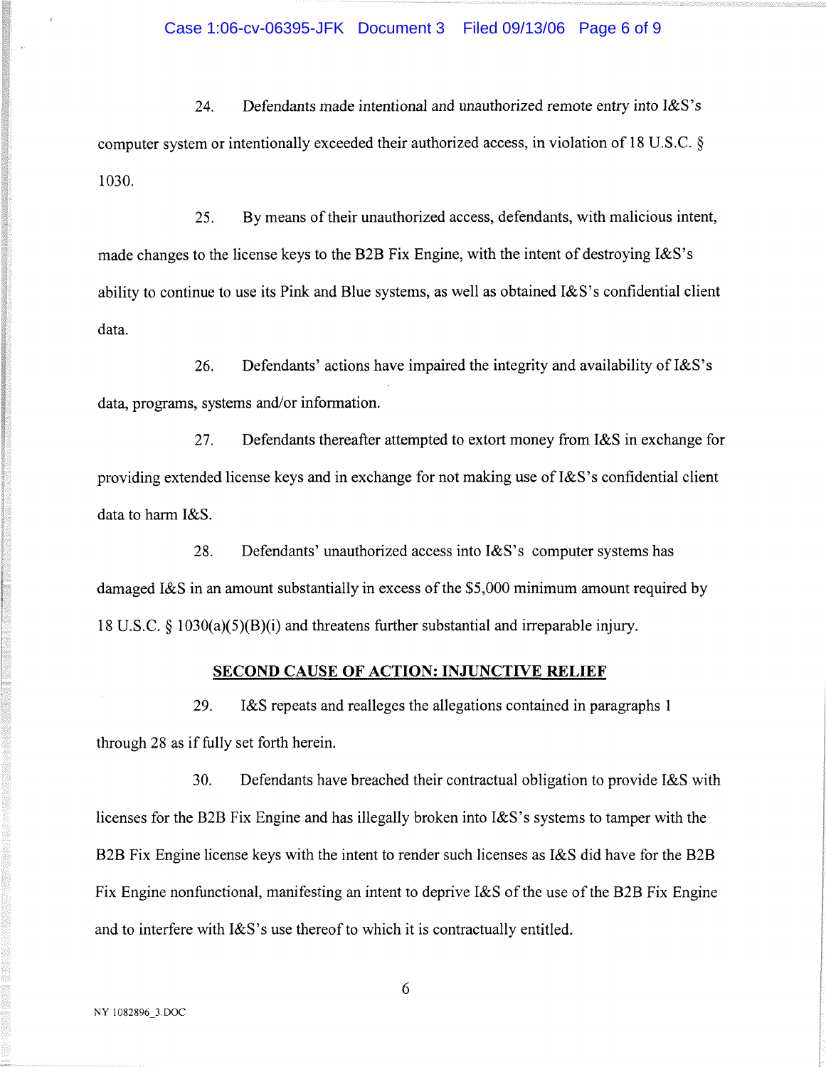24. Defendants made intentional and unauthorized remote entry into I&S's computer system or intentionally exceeded their authorized access, in violation of 18 U.S.C. § 1030.

25. By means of their unauthorized access, defendants, with malicious intent, made changes to the license keys to the B2B Fix Engine, with the intent of destroying I&S's ability to continue to use its Pink and Blue systems, as well as obtained I&S's confidential client data.

26. Defendants' actions have impaired the integrity and availability of I&S's data, programs, systems and/or information.

27. Defendants thereafter attempted to extort money from I&S in exchange for providing extended license keys and in exchange for not making use of I&S's confidential client data to harm I&S.

28. Defendants' unauthorized access into I&S's computer systems has damaged I&S in an amount substantially in excess of the $5,000 minimum amount required by 18 U.S.C. § 1030(a)(5)(B)(i) and threatens further substantial and irreparable injury.

## SECOND CAUSE OF ACTION: INJUNCTIVE RELIEF

29. I&S repeats and realleges the allegations contained in paragraphs 1 through 28 as if fully set forth herein.

30. Defendants have breached their contractual obligation to provide I&S with licenses for the B2B Fix Engine and has illegally broken into I&S's systems to tamper with the B2B Fix Engine license keys with the intent to render such licenses as I&S did have for the B2B Fix Engine nonfunctional, manifesting an intent to deprive I&S of the use of the B2B Fix Engine and to interfere with I&S's use thereof to which it is contractually entitled.

NY 1082896_3.DOC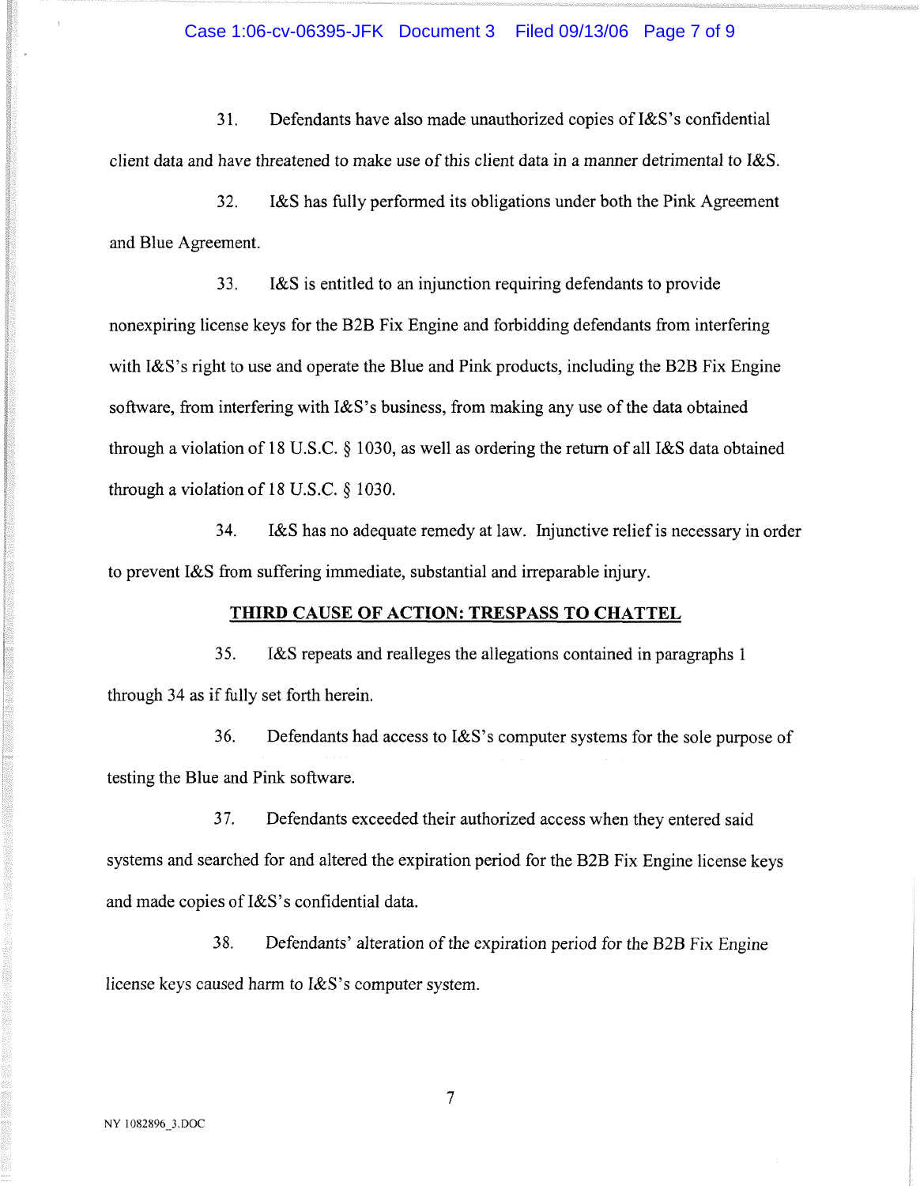31. Defendants have also made unauthorized copies of I&S's confidential client data and have threatened to make use of this client data in a manner detrimental to I&S.

32. I&S has fully performed its obligations under both the Pink Agreement and Blue Agreement.

33. I&S is entitled to an injunction requiring defendants to provide nonexpiring license keys for the B2B Fix Engine and forbidding defendants from interfering with I&S's right to use and operate the Blue and Pink products, including the B2B Fix Engine software, from interfering with I&S's business, from making any use of the data obtained through a violation of 18 U.S.C. § 1030, as well as ordering the return of all I&S data obtained through a violation of 18 U.S.C. § 1030.

34. I&S has no adequate remedy at law. Injunctive relief is necessary in order to prevent I&S from suffering immediate, substantial and irreparable injury.

## THIRD CAUSE OF ACTION: TRESPASS TO CHATTEL

35. I&S repeats and realleges the allegations contained in paragraphs 1 through 34 as if fully set forth herein.

36. Defendants had access to I&S's computer systems for the sole purpose of testing the Blue and Pink software.

37. Defendants exceeded their authorized access when they entered said systems and searched for and altered the expiration period for the B2B Fix Engine license keys and made copies of I&S's confidential data.

38. Defendants' alteration of the expiration period for the B2B Fix Engine license keys caused harm to I&S's computer system.

NY 1082896_3.DOC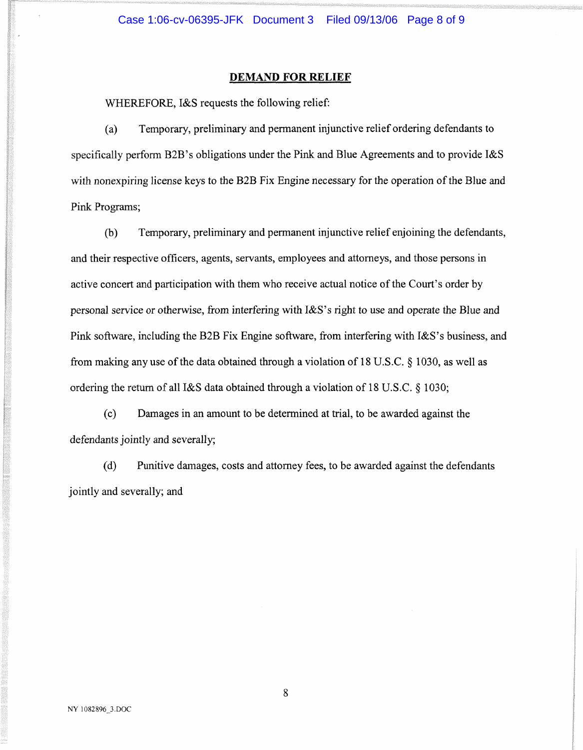## DEMAND FOR RELIEF

WHEREFORE, I&S requests the following relief:

(a) Temporary, preliminary and permanent injunctive relief ordering defendants to specifically perform B2B's obligations under the Pink and Blue Agreements and to provide I&S with nonexpiring license keys to the B2B Fix Engine necessary for the operation of the Blue and Pink Programs;

(b) Temporary, preliminary and permanent injunctive relief enjoining the defendants, and their respective officers, agents, servants, employees and attorneys, and those persons in active concert and participation with them who receive actual notice of the Court's order by personal service or otherwise, from interfering with I&S's right to use and operate the Blue and Pink software, including the B2B Fix Engine software, from interfering with I&S's business, and from making any use of the data obtained through a violation of 18 U.S.C. § 1030, as well as ordering the return of all I&S data obtained through a violation of 18 U.S.C. § 1030;

(c) Damages in an amount to be determined at trial, to be awarded against the defendants jointly and severally;

(d) Punitive damages, costs and attorney fees, to be awarded against the defendants jointly and severally; and

NY 1082896_3.DOC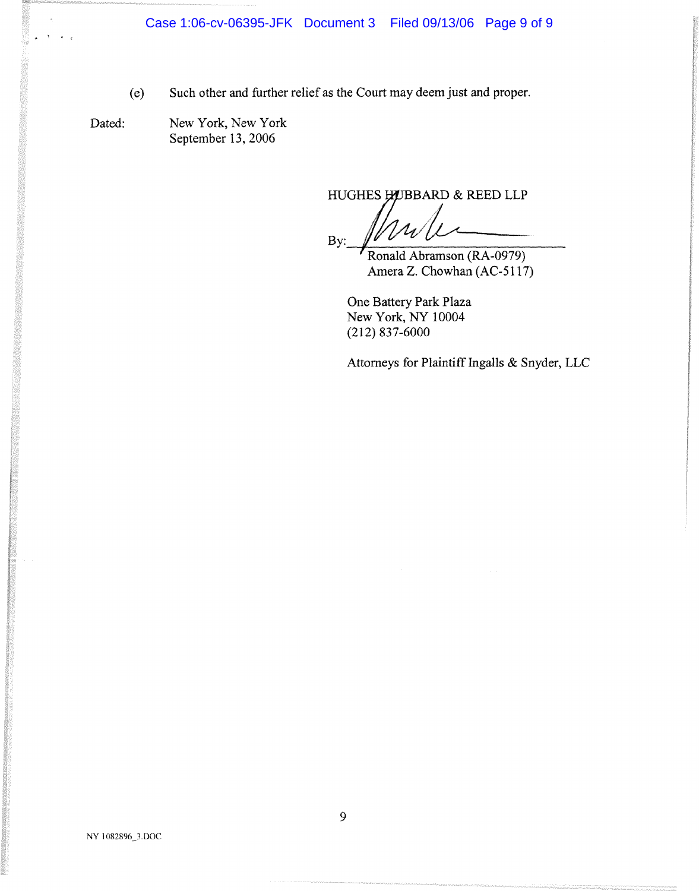(e) Such other and further relief as the Court may deem just and proper.

Dated: New York, New York
September 13, 2006

HUGHES HUBBARD & REED LLP

By: ______________________
Ronald Abramson (RA-0979)
Amera Z. Chowhan (AC-5117)

One Battery Park Plaza
New York, NY 10004
(212) 837-6000

Attorneys for Plaintiff Ingalls & Snyder, LLC

NY 1082896_3.DOC